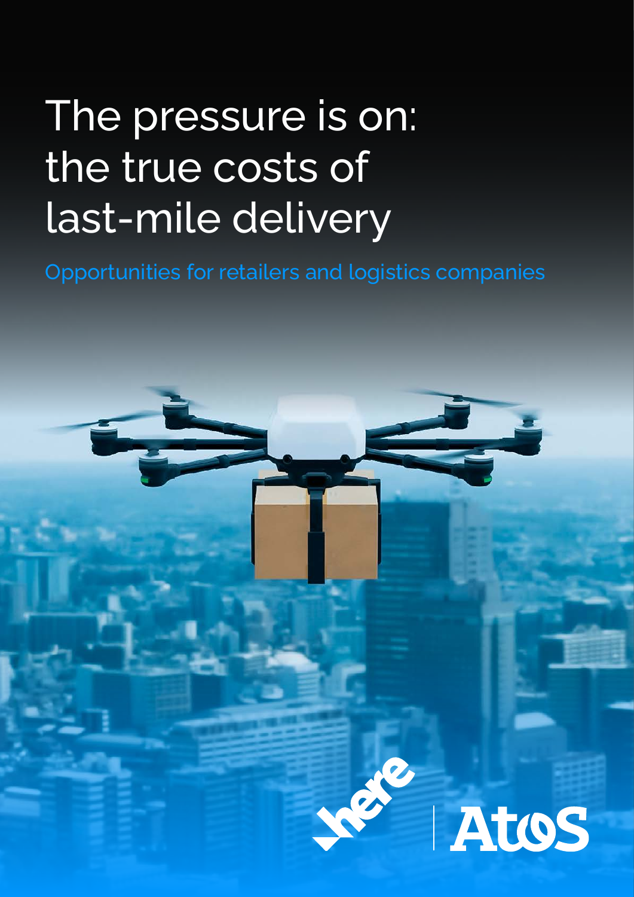# The pressure is on: the true costs of last-mile delivery

Opportunities for retailers and logistics companies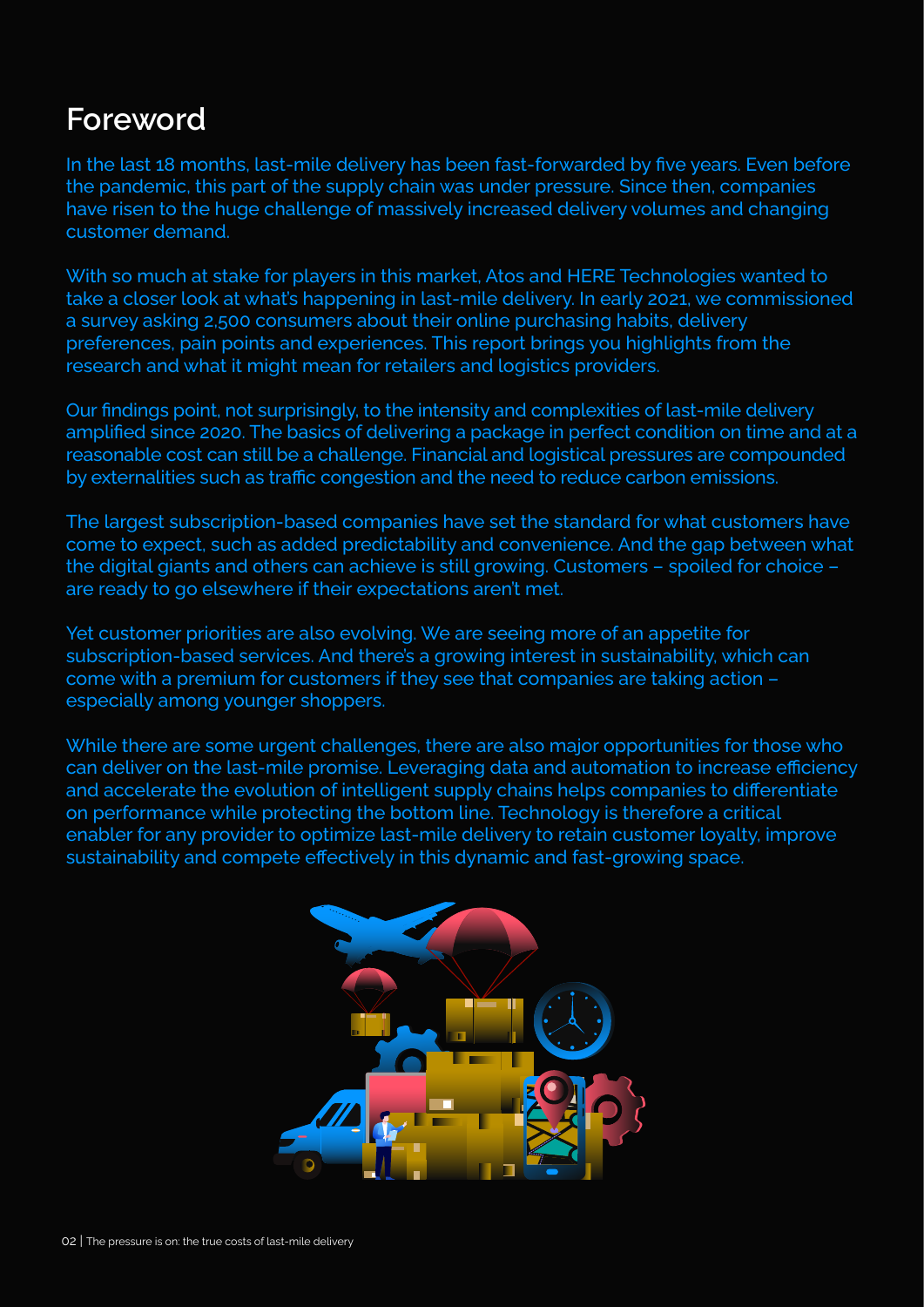# Foreword

In the last 18 months, last-mile delivery has been fast-forwarded by five years. Even before the pandemic, this part of the supply chain was under pressure. Since then, companies have risen to the huge challenge of massively increased delivery volumes and changing customer demand.

With so much at stake for players in this market, Atos and HERE Technologies wanted to take a closer look at what's happening in last-mile delivery. In early 2021, we commissioned a survey asking 2,500 consumers about their online purchasing habits, delivery preferences, pain points and experiences. This report brings you highlights from the research and what it might mean for retailers and logistics providers.

Our findings point, not surprisingly, to the intensity and complexities of last-mile delivery amplified since 2020. The basics of delivering a package in perfect condition on time and at a reasonable cost can still be a challenge. Financial and logistical pressures are compounded by externalities such as traffic congestion and the need to reduce carbon emissions.

The largest subscription-based companies have set the standard for what customers have come to expect, such as added predictability and convenience. And the gap between what the digital giants and others can achieve is still growing. Customers – spoiled for choice – are ready to go elsewhere if their expectations aren't met.

Yet customer priorities are also evolving. We are seeing more of an appetite for subscription-based services. And there's a growing interest in sustainability, which can come with a premium for customers if they see that companies are taking action – especially among younger shoppers.

While there are some urgent challenges, there are also major opportunities for those who can deliver on the last-mile promise. Leveraging data and automation to increase efficiency and accelerate the evolution of intelligent supply chains helps companies to differentiate on performance while protecting the bottom line. Technology is therefore a critical enabler for any provider to optimize last-mile delivery to retain customer loyalty, improve sustainability and compete effectively in this dynamic and fast-growing space.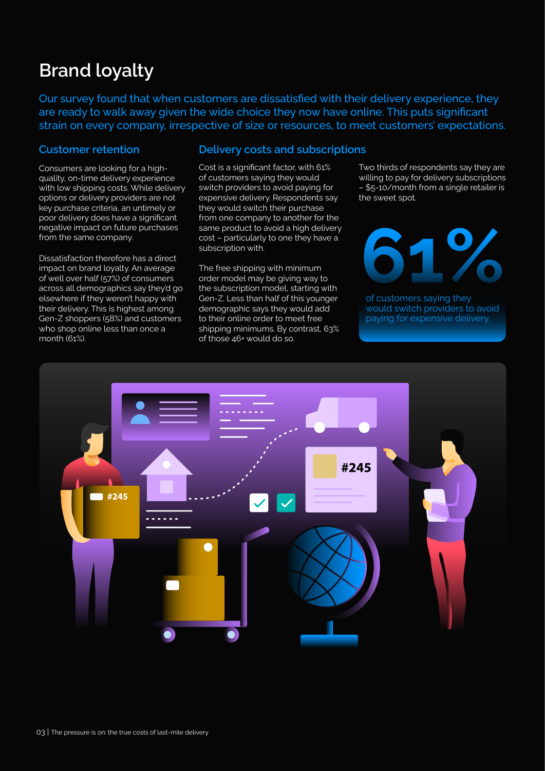# Brand loyalty

Our survey found that when customers are dissatisfied with their delivery experience, they are ready to walk away given the wide choice they now have online. This puts significant strain on every company, irrespective of size or resources, to meet customers' expectations.

## Customer retention

Consumers are looking for a high-quality, on-time delivery experience with low shipping costs. While delivery options or delivery providers are not key purchase criteria, an untimely or poor delivery does have a significant negative impact on future purchases from the same company.

Dissatisfaction therefore has a direct impact on brand loyalty. An average of well over half (57%) of consumers across all demographics say they'd go elsewhere if they weren't happy with their delivery. This is highest among Gen-Z shoppers (58%) and customers who shop online less than once a month (61%).

## Delivery costs and subscriptions

Cost is a significant factor, with 61% of customers saying they would switch providers to avoid paying for expensive delivery. Respondents say they would switch their purchase from one company to another for the same product to avoid a high delivery cost – particularly to one they have a subscription with.

The free shipping with minimum order model may be giving way to the subscription model, starting with Gen-Z. Less than half of this younger demographic says they would add to their online order to meet free shipping minimums. By contrast, 63% of those 46+ would do so.

Two thirds of respondents say they are willing to pay for delivery subscriptions – $5-10/month from a single retailer is the sweet spot.

**61%**

of customers saying they would switch providers to avoid paying for expensive delivery.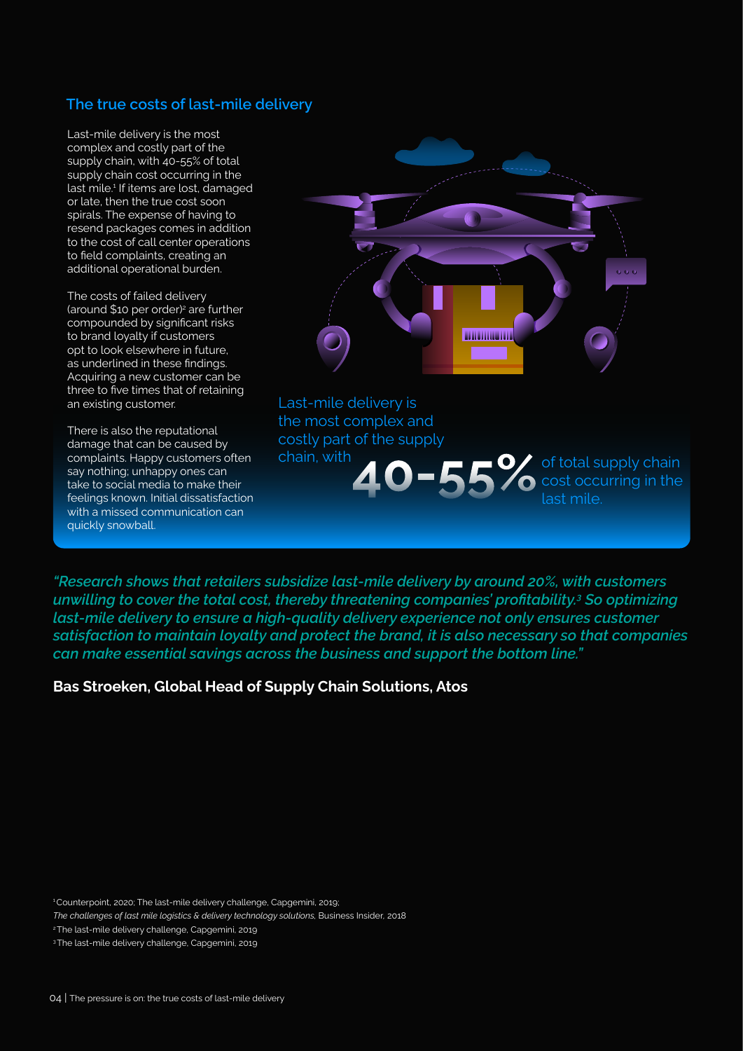## The true costs of last-mile delivery

Last-mile delivery is the most complex and costly part of the supply chain, with 40-55% of total supply chain cost occurring in the last mile.[1] If items are lost, damaged or late, then the true cost soon spirals. The expense of having to resend packages comes in addition to the cost of call center operations to field complaints, creating an additional operational burden.

The costs of failed delivery (around $10 per order)[2] are further compounded by significant risks to brand loyalty if customers opt to look elsewhere in future, as underlined in these findings. Acquiring a new customer can be three to five times that of retaining an existing customer.

There is also the reputational damage that can be caused by complaints. Happy customers often say nothing; unhappy ones can take to social media to make their feelings known. Initial dissatisfaction with a missed communication can quickly snowball.

Last-mile delivery is the most complex and costly part of the supply chain, with **40-55%** of total supply chain cost occurring in the last mile.

*"Research shows that retailers subsidize last-mile delivery by around 20%, with customers unwilling to cover the total cost, thereby threatening companies' profitability.[3] So optimizing last-mile delivery to ensure a high-quality delivery experience not only ensures customer satisfaction to maintain loyalty and protect the brand, it is also necessary so that companies can make essential savings across the business and support the bottom line."*

**Bas Stroeken, Global Head of Supply Chain Solutions, Atos**

[1] Counterpoint, 2020; The last-mile delivery challenge, Capgemini, 2019; *The challenges of last mile logistics & delivery technology solutions*, Business Insider, 2018

[2] The last-mile delivery challenge, Capgemini, 2019

[3] The last-mile delivery challenge, Capgemini, 2019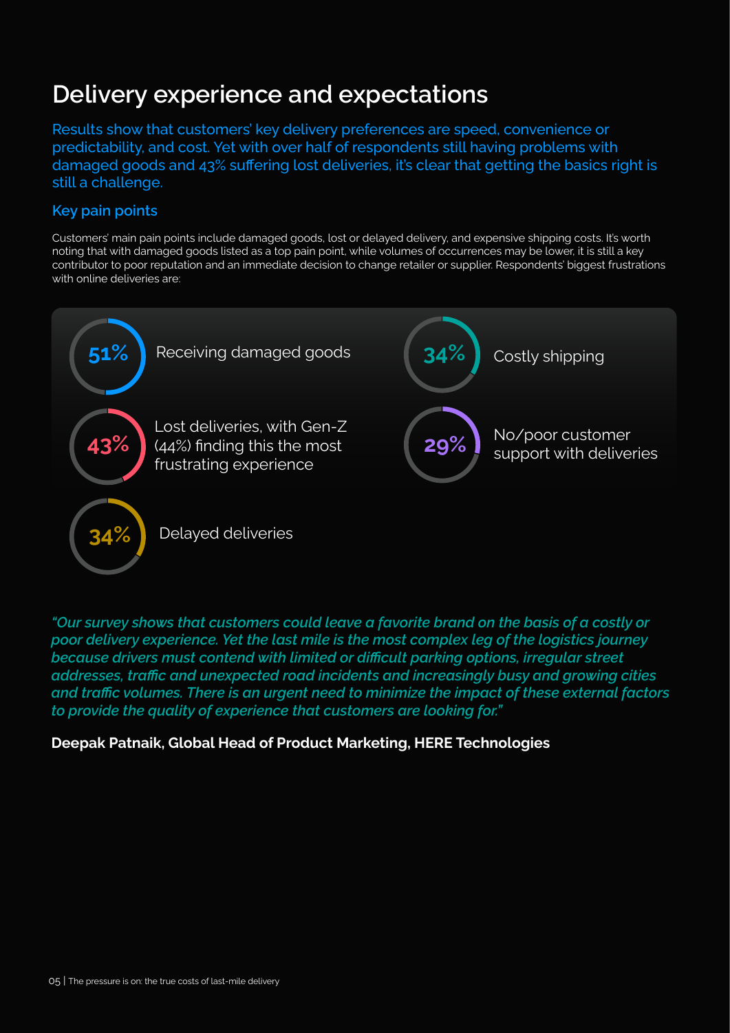# Delivery experience and expectations

Results show that customers' key delivery preferences are speed, convenience or predictability, and cost. Yet with over half of respondents still having problems with damaged goods and 43% suffering lost deliveries, it's clear that getting the basics right is still a challenge.

## Key pain points

Customers' main pain points include damaged goods, lost or delayed delivery, and expensive shipping costs. It's worth noting that with damaged goods listed as a top pain point, while volumes of occurrences may be lower, it is still a key contributor to poor reputation and an immediate decision to change retailer or supplier. Respondents' biggest frustrations with online deliveries are:

- **51%** Receiving damaged goods
- **43%** Lost deliveries, with Gen-Z (44%) finding this the most frustrating experience
- **34%** Delayed deliveries
- **34%** Costly shipping
- **29%** No/poor customer support with deliveries

*"Our survey shows that customers could leave a favorite brand on the basis of a costly or poor delivery experience. Yet the last mile is the most complex leg of the logistics journey because drivers must contend with limited or difficult parking options, irregular street addresses, traffic and unexpected road incidents and increasingly busy and growing cities and traffic volumes. There is an urgent need to minimize the impact of these external factors to provide the quality of experience that customers are looking for."*

**Deepak Patnaik, Global Head of Product Marketing, HERE Technologies**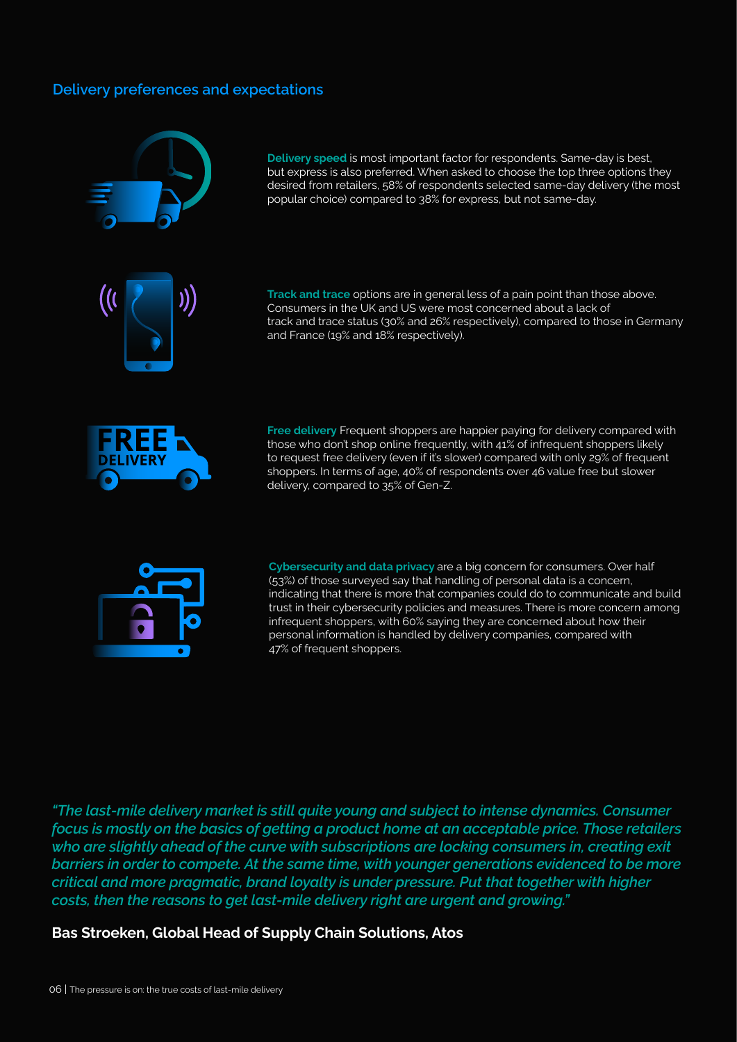## Delivery preferences and expectations

**Delivery speed** is most important factor for respondents. Same-day is best, but express is also preferred. When asked to choose the top three options they desired from retailers, 58% of respondents selected same-day delivery (the most popular choice) compared to 38% for express, but not same-day.

**Track and trace** options are in general less of a pain point than those above. Consumers in the UK and US were most concerned about a lack of track and trace status (30% and 26% respectively), compared to those in Germany and France (19% and 18% respectively).

**Free delivery** Frequent shoppers are happier paying for delivery compared with those who don't shop online frequently, with 41% of infrequent shoppers likely to request free delivery (even if it's slower) compared with only 29% of frequent shoppers. In terms of age, 40% of respondents over 46 value free but slower delivery, compared to 35% of Gen-Z.

**Cybersecurity and data privacy** are a big concern for consumers. Over half (53%) of those surveyed say that handling of personal data is a concern, indicating that there is more that companies could do to communicate and build trust in their cybersecurity policies and measures. There is more concern among infrequent shoppers, with 60% saying they are concerned about how their personal information is handled by delivery companies, compared with 47% of frequent shoppers.

*"The last-mile delivery market is still quite young and subject to intense dynamics. Consumer focus is mostly on the basics of getting a product home at an acceptable price. Those retailers who are slightly ahead of the curve with subscriptions are locking consumers in, creating exit barriers in order to compete. At the same time, with younger generations evidenced to be more critical and more pragmatic, brand loyalty is under pressure. Put that together with higher costs, then the reasons to get last-mile delivery right are urgent and growing."*

**Bas Stroeken, Global Head of Supply Chain Solutions, Atos**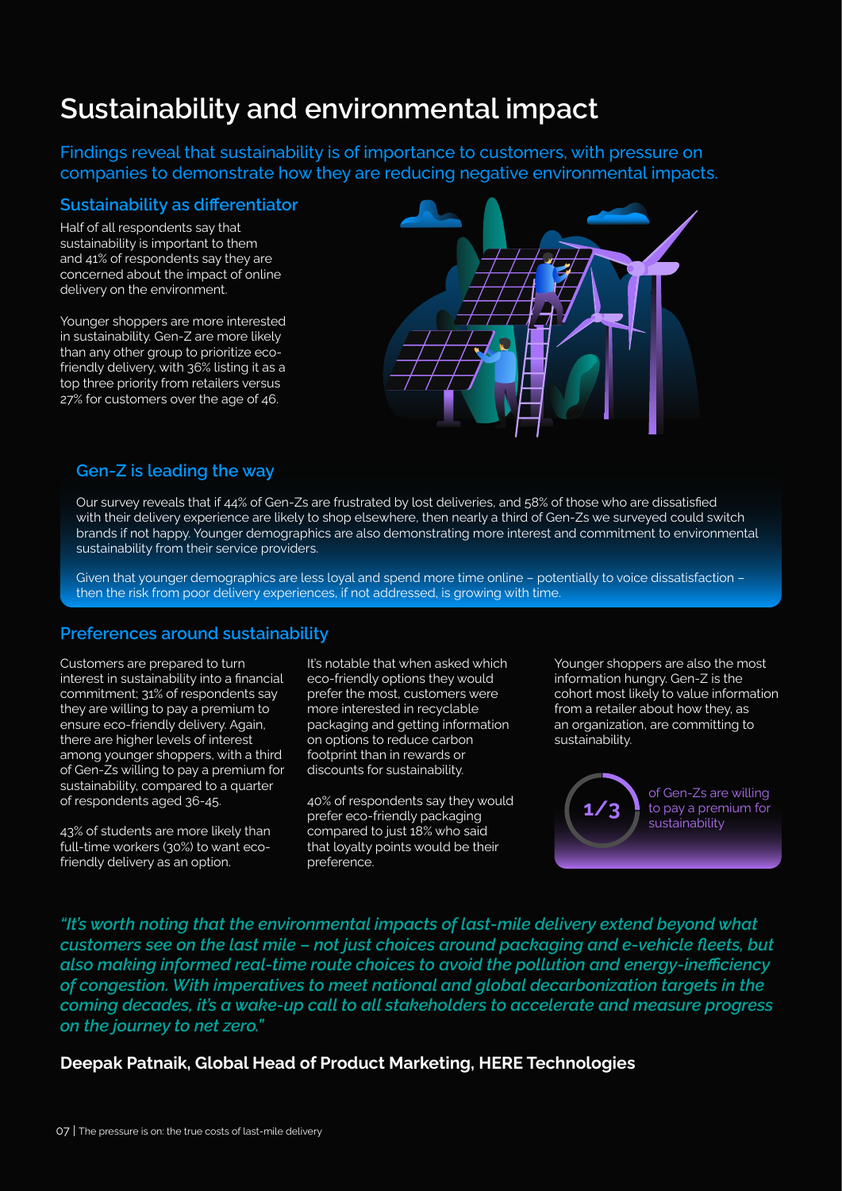# Sustainability and environmental impact

Findings reveal that sustainability is of importance to customers, with pressure on companies to demonstrate how they are reducing negative environmental impacts.

## Sustainability as differentiator

Half of all respondents say that sustainability is important to them and 41% of respondents say they are concerned about the impact of online delivery on the environment.

Younger shoppers are more interested in sustainability. Gen-Z are more likely than any other group to prioritize eco-friendly delivery, with 36% listing it as a top three priority from retailers versus 27% for customers over the age of 46.

## Gen-Z is leading the way

Our survey reveals that if 44% of Gen-Zs are frustrated by lost deliveries, and 58% of those who are dissatisfied with their delivery experience are likely to shop elsewhere, then nearly a third of Gen-Zs we surveyed could switch brands if not happy. Younger demographics are also demonstrating more interest and commitment to environmental sustainability from their service providers.

Given that younger demographics are less loyal and spend more time online – potentially to voice dissatisfaction – then the risk from poor delivery experiences, if not addressed, is growing with time.

## Preferences around sustainability

Customers are prepared to turn interest in sustainability into a financial commitment; 31% of respondents say they are willing to pay a premium to ensure eco-friendly delivery. Again, there are higher levels of interest among younger shoppers, with a third of Gen-Zs willing to pay a premium for sustainability, compared to a quarter of respondents aged 36-45.

43% of students are more likely than full-time workers (30%) to want eco-friendly delivery as an option.

It's notable that when asked which eco-friendly options they would prefer the most, customers were more interested in recyclable packaging and getting information on options to reduce carbon footprint than in rewards or discounts for sustainability.

40% of respondents say they would prefer eco-friendly packaging compared to just 18% who said that loyalty points would be their preference.

Younger shoppers are also the most information hungry. Gen-Z is the cohort most likely to value information from a retailer about how they, as an organization, are committing to sustainability.

**1/3** of Gen-Zs are willing to pay a premium for sustainability

*"It's worth noting that the environmental impacts of last-mile delivery extend beyond what customers see on the last mile – not just choices around packaging and e-vehicle fleets, but also making informed real-time route choices to avoid the pollution and energy-inefficiency of congestion. With imperatives to meet national and global decarbonization targets in the coming decades, it's a wake-up call to all stakeholders to accelerate and measure progress on the journey to net zero."*

**Deepak Patnaik, Global Head of Product Marketing, HERE Technologies**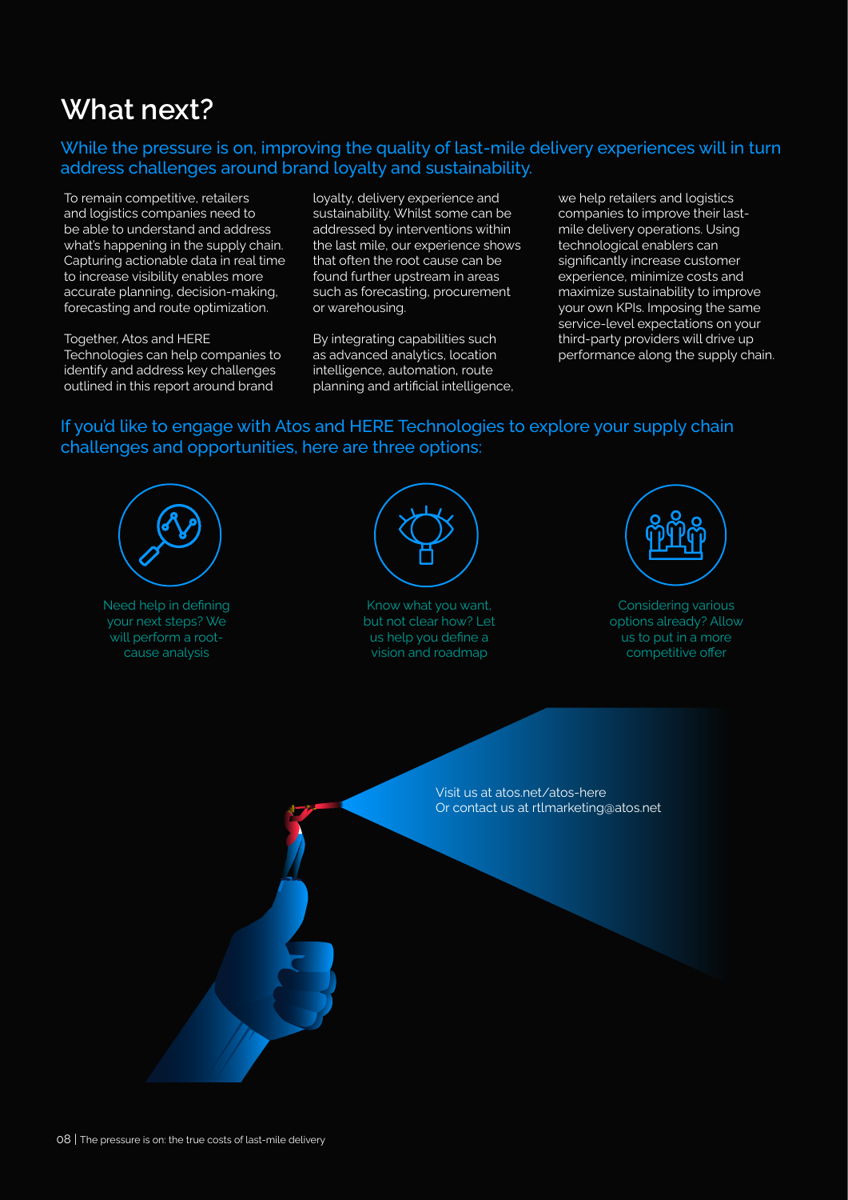# What next?

While the pressure is on, improving the quality of last-mile delivery experiences will in turn address challenges around brand loyalty and sustainability.

To remain competitive, retailers and logistics companies need to be able to understand and address what's happening in the supply chain. Capturing actionable data in real time to increase visibility enables more accurate planning, decision-making, forecasting and route optimization.

Together, Atos and HERE Technologies can help companies to identify and address key challenges outlined in this report around brand loyalty, delivery experience and sustainability. Whilst some can be addressed by interventions within the last mile, our experience shows that often the root cause can be found further upstream in areas such as forecasting, procurement or warehousing.

By integrating capabilities such as advanced analytics, location intelligence, automation, route planning and artificial intelligence, we help retailers and logistics companies to improve their last-mile delivery operations. Using technological enablers can significantly increase customer experience, minimize costs and maximize sustainability to improve your own KPIs. Imposing the same service-level expectations on your third-party providers will drive up performance along the supply chain.

If you'd like to engage with Atos and HERE Technologies to explore your supply chain challenges and opportunities, here are three options:

- Need help in defining your next steps? We will perform a root-cause analysis
- Know what you want, but not clear how? Let us help you define a vision and roadmap
- Considering various options already? Allow us to put in a more competitive offer

Visit us at atos.net/atos-here
Or contact us at rtlmarketing@atos.net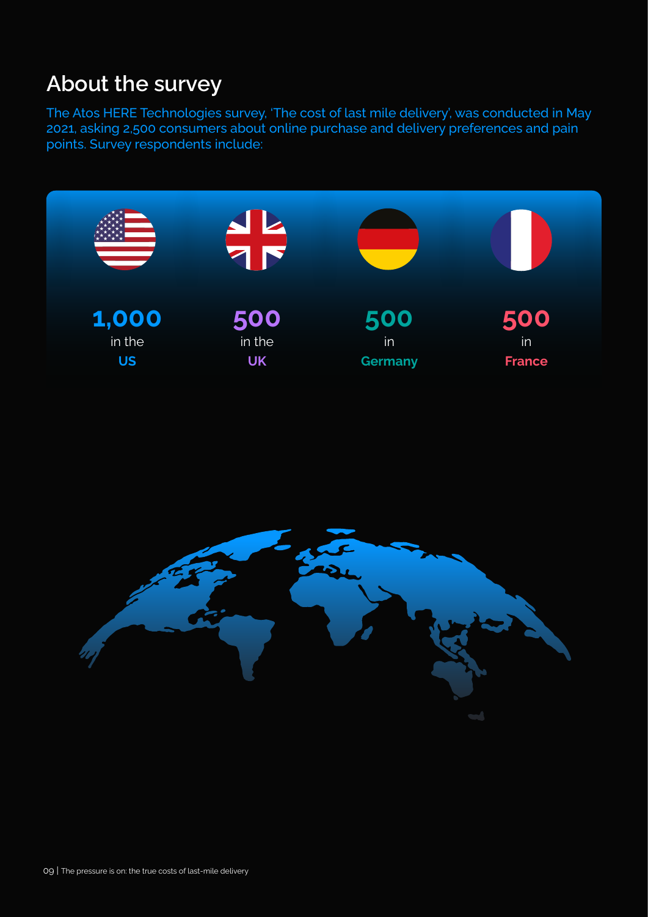## About the survey

The Atos HERE Technologies survey, 'The cost of last mile delivery', was conducted in May 2021, asking 2,500 consumers about online purchase and delivery preferences and pain points. Survey respondents include:

**1,000** in the **US**

**500** in the **UK**

**500** in **Germany**

**500** in **France**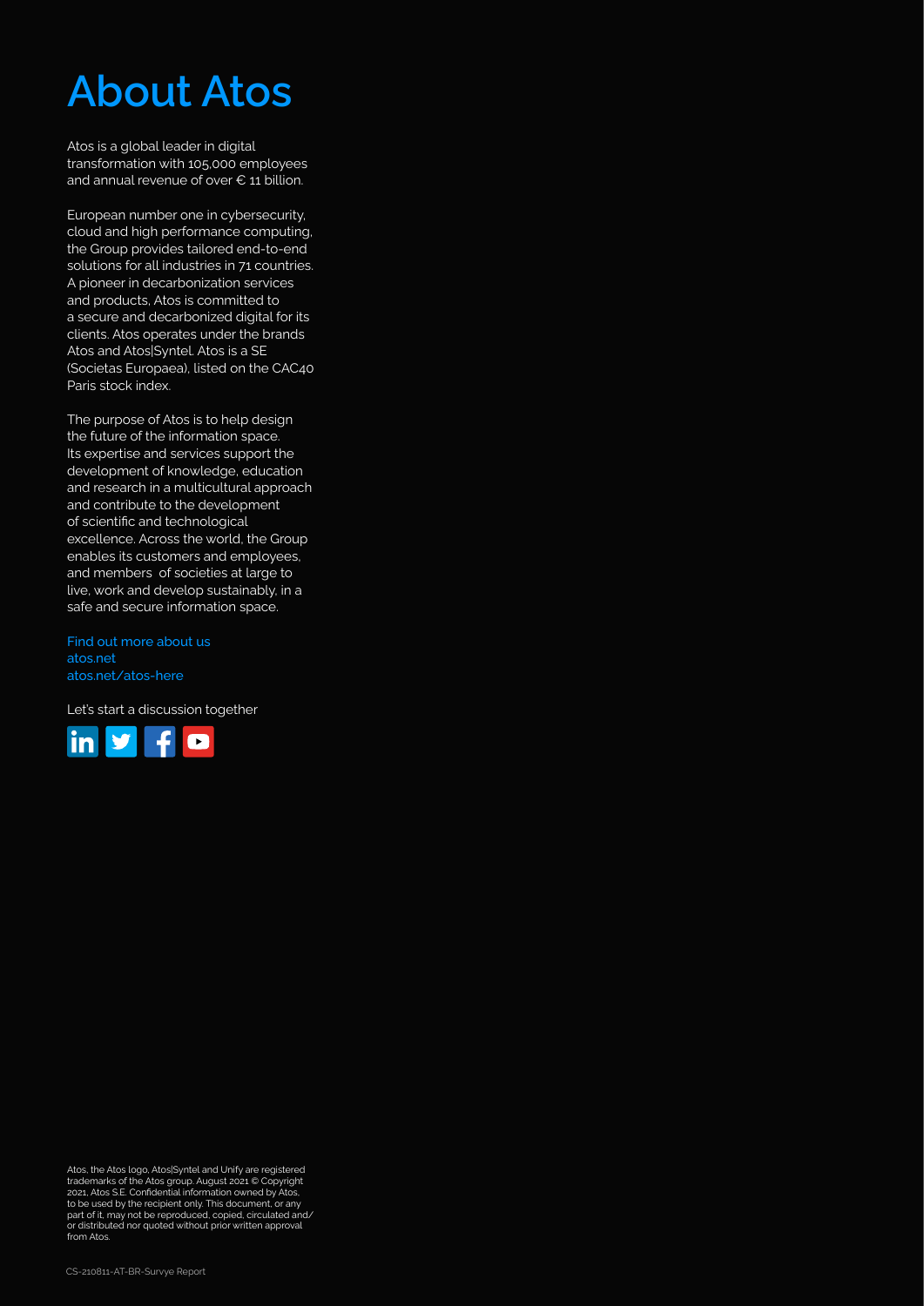# About Atos

Atos is a global leader in digital transformation with 105,000 employees and annual revenue of over € 11 billion.

European number one in cybersecurity, cloud and high performance computing, the Group provides tailored end-to-end solutions for all industries in 71 countries. A pioneer in decarbonization services and products, Atos is committed to a secure and decarbonized digital for its clients. Atos operates under the brands Atos and Atos|Syntel. Atos is a SE (Societas Europaea), listed on the CAC40 Paris stock index.

The purpose of Atos is to help design the future of the information space. Its expertise and services support the development of knowledge, education and research in a multicultural approach and contribute to the development of scientific and technological excellence. Across the world, the Group enables its customers and employees, and members of societies at large to live, work and develop sustainably, in a safe and secure information space.

Find out more about us
atos.net
atos.net/atos-here

Let's start a discussion together

Atos, the Atos logo, Atos|Syntel and Unify are registered trademarks of the Atos group. August 2021 © Copyright 2021, Atos S.E. Confidential information owned by Atos, to be used by the recipient only. This document, or any part of it, may not be reproduced, copied, circulated and/or distributed nor quoted without prior written approval from Atos.

CS-210811-AT-BR-Survye Report